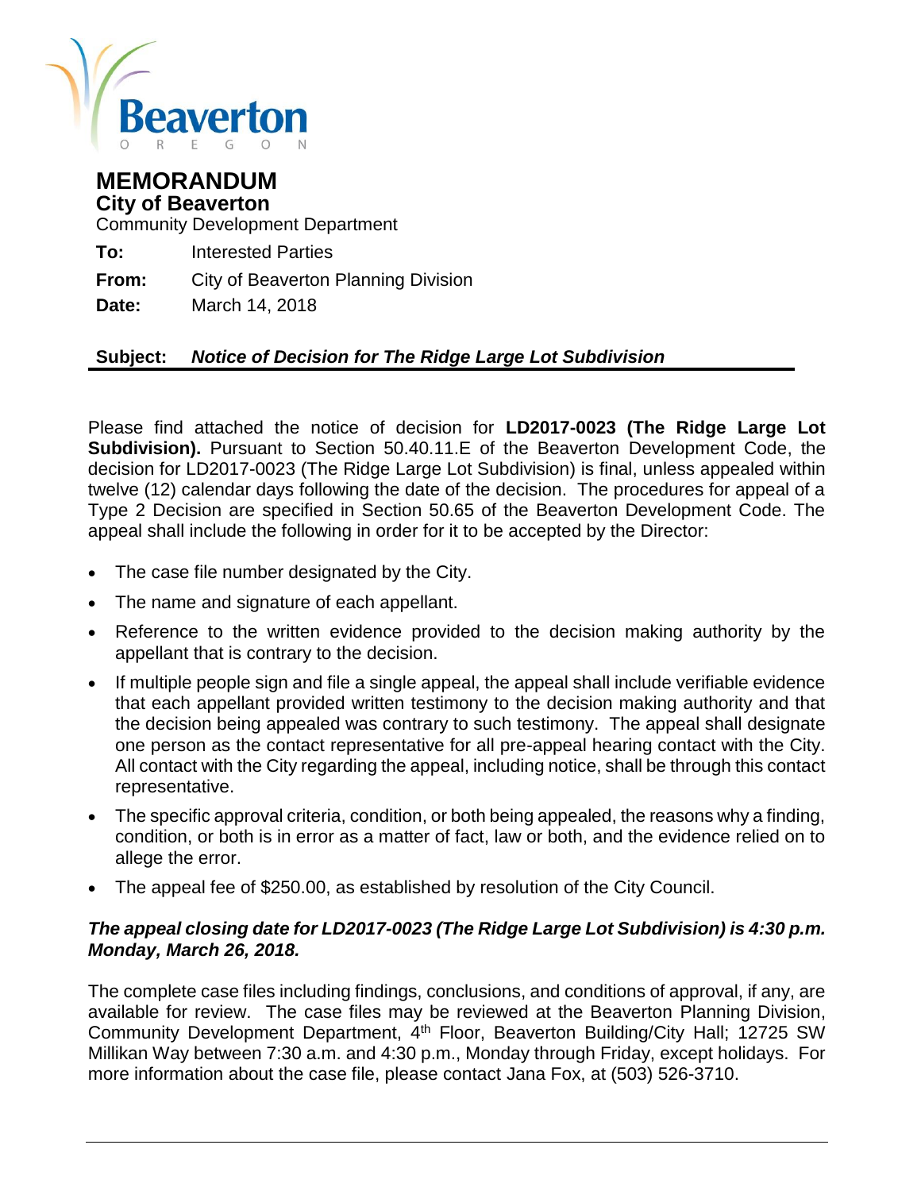Beaverton

OREGON

# MEMORANDUM

## City of Beaverton

Community Development Department

**To:** Interested Parties

**From:** City of Beaverton Planning Division

**Date:** March 14, 2018

**Subject:** ***Notice of Decision for The Ridge Large Lot Subdivision***

Please find attached the notice of decision for **LD2017-0023 (The Ridge Large Lot Subdivision).** Pursuant to Section 50.40.11.E of the Beaverton Development Code, the decision for LD2017-0023 (The Ridge Large Lot Subdivision) is final, unless appealed within twelve (12) calendar days following the date of the decision. The procedures for appeal of a Type 2 Decision are specified in Section 50.65 of the Beaverton Development Code. The appeal shall include the following in order for it to be accepted by the Director:

- The case file number designated by the City.
- The name and signature of each appellant.
- Reference to the written evidence provided to the decision making authority by the appellant that is contrary to the decision.
- If multiple people sign and file a single appeal, the appeal shall include verifiable evidence that each appellant provided written testimony to the decision making authority and that the decision being appealed was contrary to such testimony. The appeal shall designate one person as the contact representative for all pre-appeal hearing contact with the City. All contact with the City regarding the appeal, including notice, shall be through this contact representative.
- The specific approval criteria, condition, or both being appealed, the reasons why a finding, condition, or both is in error as a matter of fact, law or both, and the evidence relied on to allege the error.
- The appeal fee of $250.00, as established by resolution of the City Council.

***The appeal closing date for LD2017-0023 (The Ridge Large Lot Subdivision) is 4:30 p.m. Monday, March 26, 2018.***

The complete case files including findings, conclusions, and conditions of approval, if any, are available for review. The case files may be reviewed at the Beaverton Planning Division, Community Development Department, 4th Floor, Beaverton Building/City Hall; 12725 SW Millikan Way between 7:30 a.m. and 4:30 p.m., Monday through Friday, except holidays. For more information about the case file, please contact Jana Fox, at (503) 526-3710.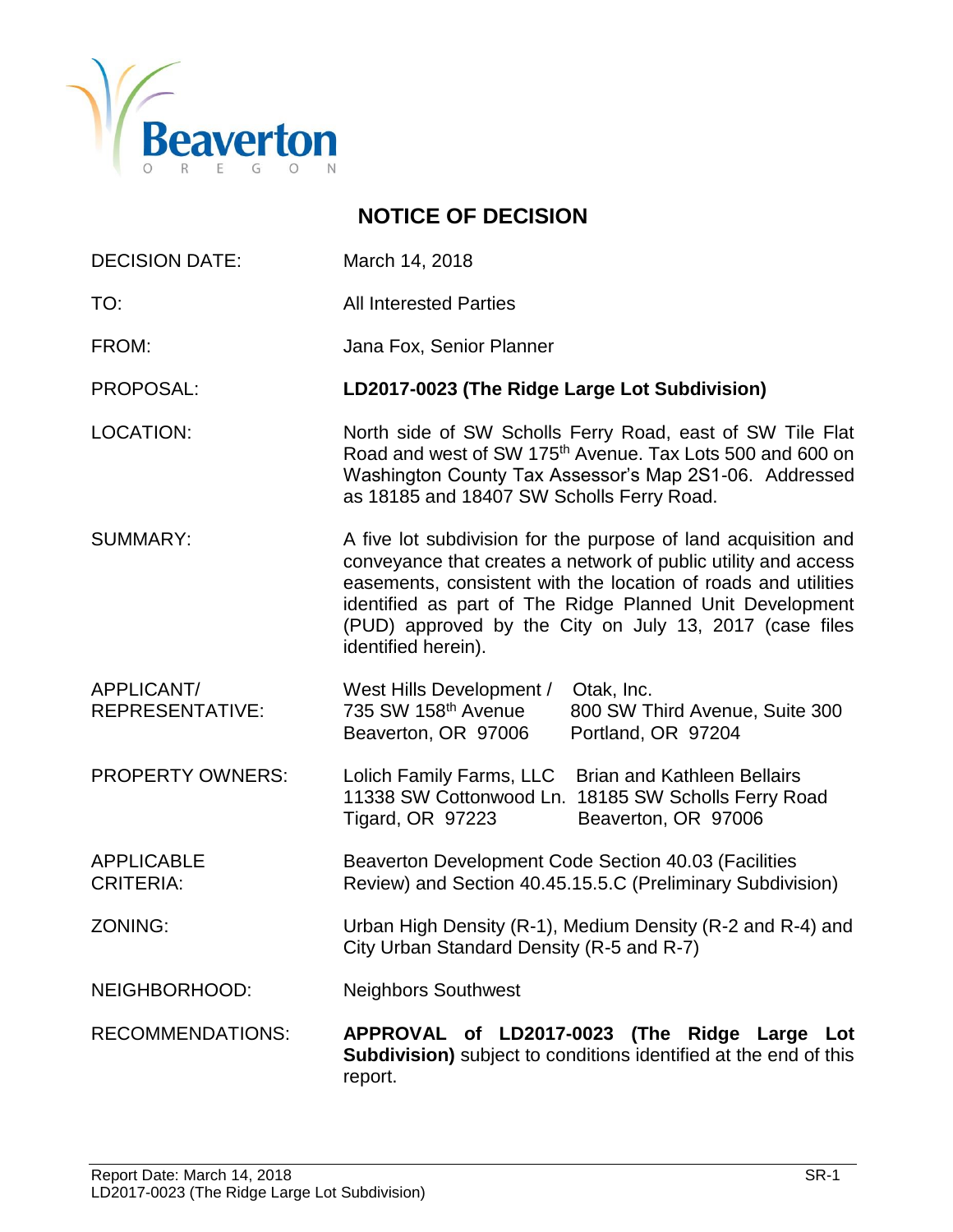# NOTICE OF DECISION

| | |
|---|---|
| DECISION DATE: | March 14, 2018 |
| TO: | All Interested Parties |
| FROM: | Jana Fox, Senior Planner |
| PROPOSAL: | **LD2017-0023 (The Ridge Large Lot Subdivision)** |
| LOCATION: | North side of SW Scholls Ferry Road, east of SW Tile Flat Road and west of SW 175th Avenue. Tax Lots 500 and 600 on Washington County Tax Assessor's Map 2S1-06. Addressed as 18185 and 18407 SW Scholls Ferry Road. |
| SUMMARY: | A five lot subdivision for the purpose of land acquisition and conveyance that creates a network of public utility and access easements, consistent with the location of roads and utilities identified as part of The Ridge Planned Unit Development (PUD) approved by the City on July 13, 2017 (case files identified herein). |
| APPLICANT/ REPRESENTATIVE: | West Hills Development / 735 SW 158th Avenue Beaverton, OR 97006 — Otak, Inc. 800 SW Third Avenue, Suite 300 Portland, OR 97204 |
| PROPERTY OWNERS: | Lolich Family Farms, LLC 11338 SW Cottonwood Ln. Tigard, OR 97223 — Brian and Kathleen Bellairs 18185 SW Scholls Ferry Road Beaverton, OR 97006 |
| APPLICABLE CRITERIA: | Beaverton Development Code Section 40.03 (Facilities Review) and Section 40.45.15.5.C (Preliminary Subdivision) |
| ZONING: | Urban High Density (R-1), Medium Density (R-2 and R-4) and City Urban Standard Density (R-5 and R-7) |
| NEIGHBORHOOD: | Neighbors Southwest |
| RECOMMENDATIONS: | **APPROVAL of LD2017-0023 (The Ridge Large Lot Subdivision)** subject to conditions identified at the end of this report. |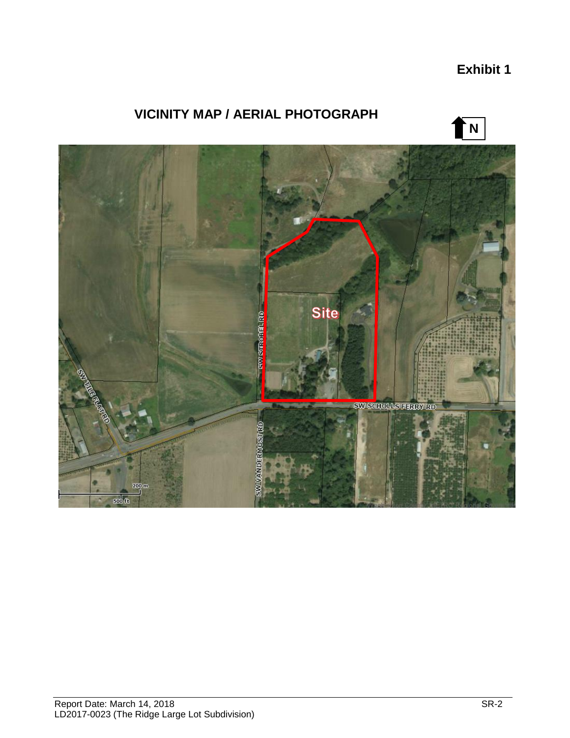**Exhibit 1**

## VICINITY MAP / AERIAL PHOTOGRAPH

N

Site

SW STROBEL RD

SW SCHOLLS FERRY RD

SW TILE FLAT RD

SW VANDERMOST RD

200 m

500 ft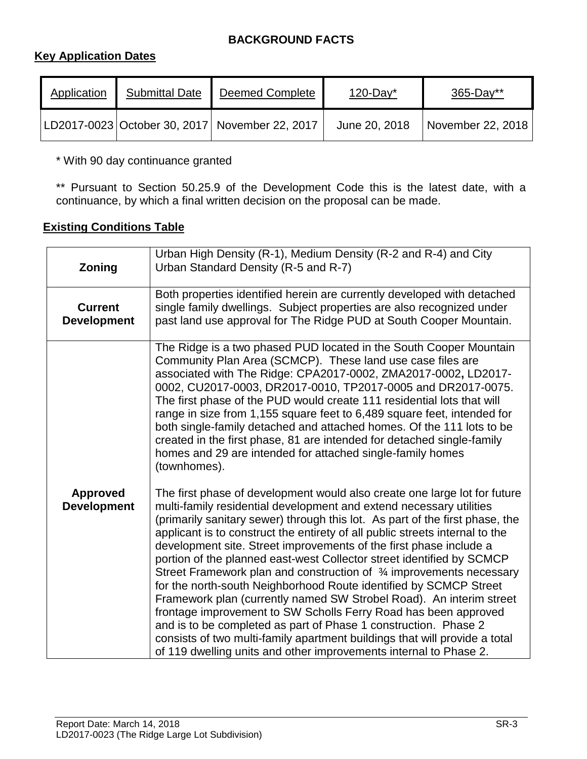## BACKGROUND FACTS

### Key Application Dates

| Application | Submittal Date | Deemed Complete | 120-Day* | 365-Day** |
|---|---|---|---|---|
| LD2017-0023 | October 30, 2017 | November 22, 2017 | June 20, 2018 | November 22, 2018 |

\* With 90 day continuance granted

\*\* Pursuant to Section 50.25.9 of the Development Code this is the latest date, with a continuance, by which a final written decision on the proposal can be made.

### Existing Conditions Table

| | |
|---|---|
| **Zoning** | Urban High Density (R-1), Medium Density (R-2 and R-4) and City Urban Standard Density (R-5 and R-7) |
| **Current Development** | Both properties identified herein are currently developed with detached single family dwellings. Subject properties are also recognized under past land use approval for The Ridge PUD at South Cooper Mountain. |
| **Approved Development** | The Ridge is a two phased PUD located in the South Cooper Mountain Community Plan Area (SCMCP). These land use case files are associated with The Ridge: CPA2017-0002, ZMA2017-0002**,** LD2017-0002, CU2017-0003, DR2017-0010, TP2017-0005 and DR2017-0075. The first phase of the PUD would create 111 residential lots that will range in size from 1,155 square feet to 6,489 square feet, intended for both single-family detached and attached homes. Of the 111 lots to be created in the first phase, 81 are intended for detached single-family homes and 29 are intended for attached single-family homes (townhomes).<br><br>The first phase of development would also create one large lot for future multi-family residential development and extend necessary utilities (primarily sanitary sewer) through this lot. As part of the first phase, the applicant is to construct the entirety of all public streets internal to the development site. Street improvements of the first phase include a portion of the planned east-west Collector street identified by SCMCP Street Framework plan and construction of ¾ improvements necessary for the north-south Neighborhood Route identified by SCMCP Street Framework plan (currently named SW Strobel Road). An interim street frontage improvement to SW Scholls Ferry Road has been approved and is to be completed as part of Phase 1 construction. Phase 2 consists of two multi-family apartment buildings that will provide a total of 119 dwelling units and other improvements internal to Phase 2. |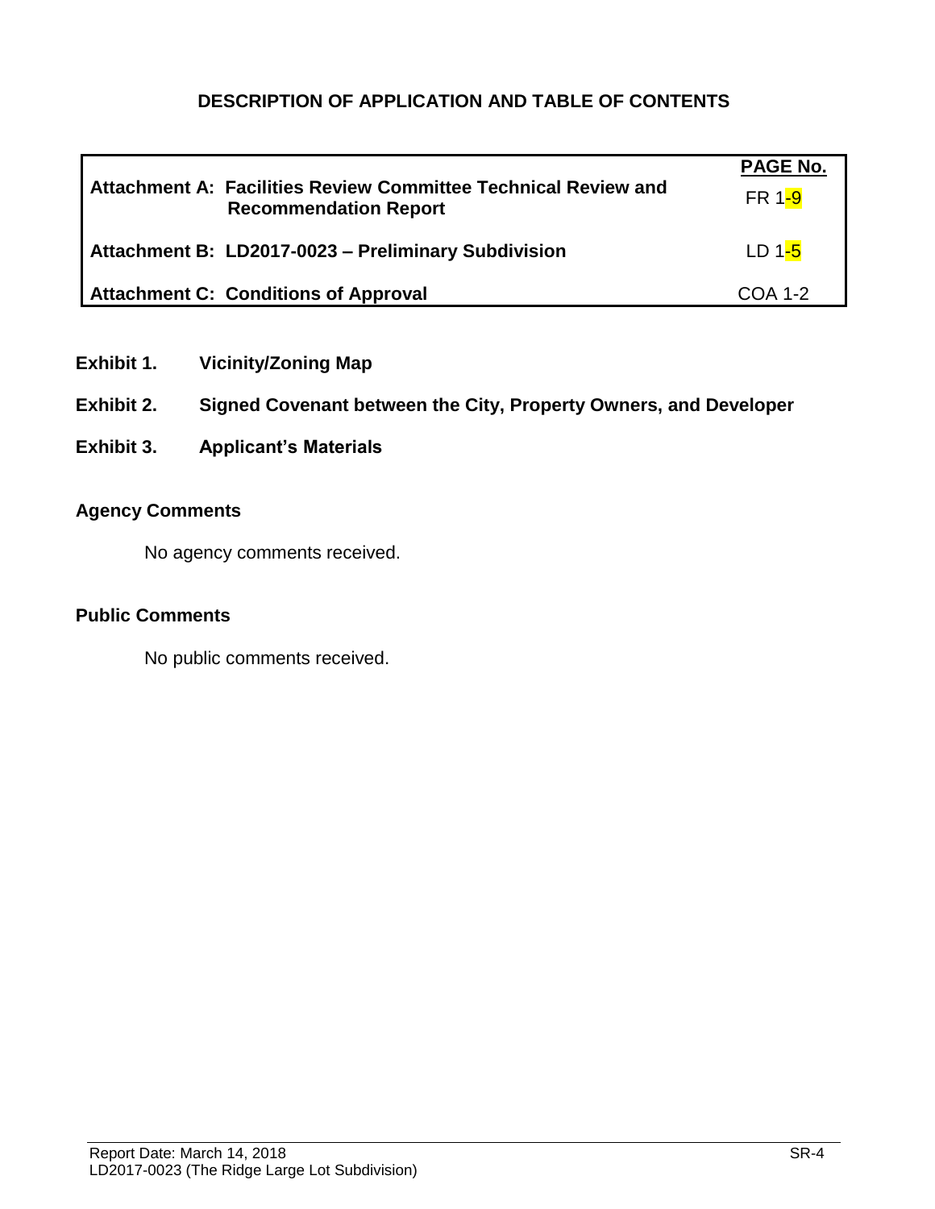## DESCRIPTION OF APPLICATION AND TABLE OF CONTENTS

| | PAGE No. |
|---|---|
| **Attachment A: Facilities Review Committee Technical Review and Recommendation Report** | FR 1-9 |
| **Attachment B: LD2017-0023 – Preliminary Subdivision** | LD 1-5 |
| **Attachment C: Conditions of Approval** | COA 1-2 |

**Exhibit 1. Vicinity/Zoning Map**

**Exhibit 2. Signed Covenant between the City, Property Owners, and Developer**

**Exhibit 3. Applicant's Materials**

### Agency Comments

No agency comments received.

### Public Comments

No public comments received.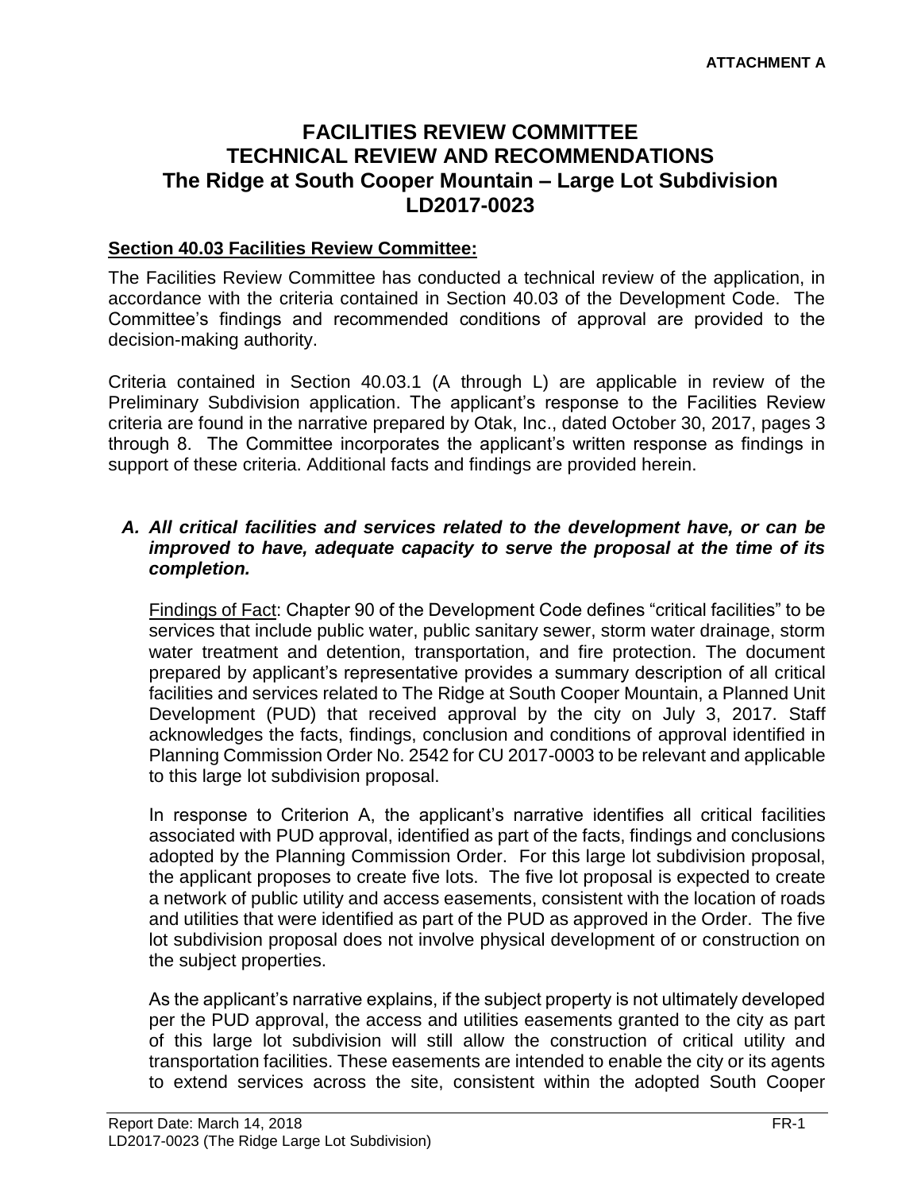**ATTACHMENT A**

# FACILITIES REVIEW COMMITTEE TECHNICAL REVIEW AND RECOMMENDATIONS The Ridge at South Cooper Mountain – Large Lot Subdivision LD2017-0023

## Section 40.03 Facilities Review Committee:

The Facilities Review Committee has conducted a technical review of the application, in accordance with the criteria contained in Section 40.03 of the Development Code. The Committee's findings and recommended conditions of approval are provided to the decision-making authority.

Criteria contained in Section 40.03.1 (A through L) are applicable in review of the Preliminary Subdivision application. The applicant's response to the Facilities Review criteria are found in the narrative prepared by Otak, Inc., dated October 30, 2017, pages 3 through 8. The Committee incorporates the applicant's written response as findings in support of these criteria. Additional facts and findings are provided herein.

***A. All critical facilities and services related to the development have, or can be improved to have, adequate capacity to serve the proposal at the time of its completion.***

Findings of Fact: Chapter 90 of the Development Code defines "critical facilities" to be services that include public water, public sanitary sewer, storm water drainage, storm water treatment and detention, transportation, and fire protection. The document prepared by applicant's representative provides a summary description of all critical facilities and services related to The Ridge at South Cooper Mountain, a Planned Unit Development (PUD) that received approval by the city on July 3, 2017. Staff acknowledges the facts, findings, conclusion and conditions of approval identified in Planning Commission Order No. 2542 for CU 2017-0003 to be relevant and applicable to this large lot subdivision proposal.

In response to Criterion A, the applicant's narrative identifies all critical facilities associated with PUD approval, identified as part of the facts, findings and conclusions adopted by the Planning Commission Order. For this large lot subdivision proposal, the applicant proposes to create five lots. The five lot proposal is expected to create a network of public utility and access easements, consistent with the location of roads and utilities that were identified as part of the PUD as approved in the Order. The five lot subdivision proposal does not involve physical development of or construction on the subject properties.

As the applicant's narrative explains, if the subject property is not ultimately developed per the PUD approval, the access and utilities easements granted to the city as part of this large lot subdivision will still allow the construction of critical utility and transportation facilities. These easements are intended to enable the city or its agents to extend services across the site, consistent within the adopted South Cooper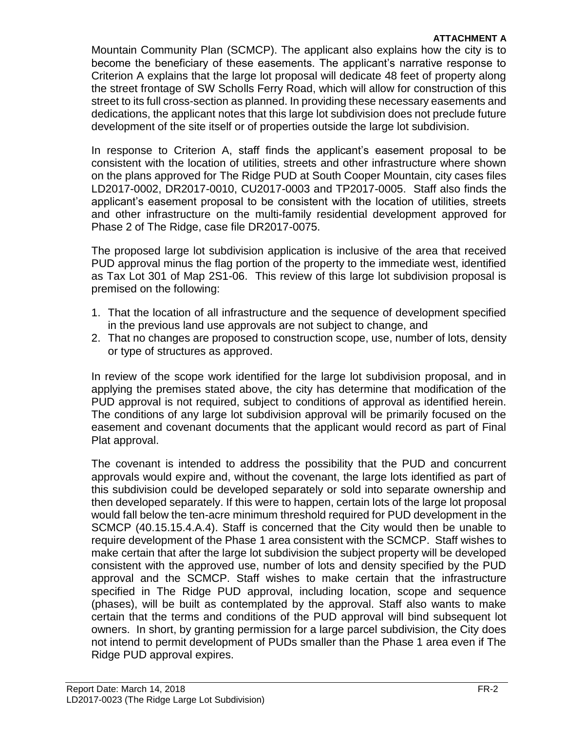Mountain Community Plan (SCMCP). The applicant also explains how the city is to become the beneficiary of these easements. The applicant's narrative response to Criterion A explains that the large lot proposal will dedicate 48 feet of property along the street frontage of SW Scholls Ferry Road, which will allow for construction of this street to its full cross-section as planned. In providing these necessary easements and dedications, the applicant notes that this large lot subdivision does not preclude future development of the site itself or of properties outside the large lot subdivision.

In response to Criterion A, staff finds the applicant's easement proposal to be consistent with the location of utilities, streets and other infrastructure where shown on the plans approved for The Ridge PUD at South Cooper Mountain, city cases files LD2017-0002, DR2017-0010, CU2017-0003 and TP2017-0005. Staff also finds the applicant's easement proposal to be consistent with the location of utilities, streets and other infrastructure on the multi-family residential development approved for Phase 2 of The Ridge, case file DR2017-0075.

The proposed large lot subdivision application is inclusive of the area that received PUD approval minus the flag portion of the property to the immediate west, identified as Tax Lot 301 of Map 2S1-06. This review of this large lot subdivision proposal is premised on the following:

1. That the location of all infrastructure and the sequence of development specified in the previous land use approvals are not subject to change, and
2. That no changes are proposed to construction scope, use, number of lots, density or type of structures as approved.

In review of the scope work identified for the large lot subdivision proposal, and in applying the premises stated above, the city has determine that modification of the PUD approval is not required, subject to conditions of approval as identified herein. The conditions of any large lot subdivision approval will be primarily focused on the easement and covenant documents that the applicant would record as part of Final Plat approval.

The covenant is intended to address the possibility that the PUD and concurrent approvals would expire and, without the covenant, the large lots identified as part of this subdivision could be developed separately or sold into separate ownership and then developed separately. If this were to happen, certain lots of the large lot proposal would fall below the ten-acre minimum threshold required for PUD development in the SCMCP (40.15.15.4.A.4). Staff is concerned that the City would then be unable to require development of the Phase 1 area consistent with the SCMCP. Staff wishes to make certain that after the large lot subdivision the subject property will be developed consistent with the approved use, number of lots and density specified by the PUD approval and the SCMCP. Staff wishes to make certain that the infrastructure specified in The Ridge PUD approval, including location, scope and sequence (phases), will be built as contemplated by the approval. Staff also wants to make certain that the terms and conditions of the PUD approval will bind subsequent lot owners. In short, by granting permission for a large parcel subdivision, the City does not intend to permit development of PUDs smaller than the Phase 1 area even if The Ridge PUD approval expires.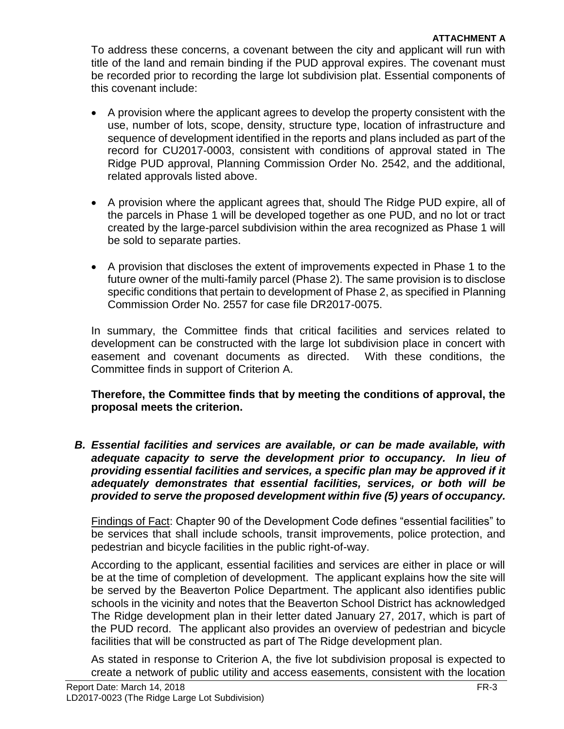To address these concerns, a covenant between the city and applicant will run with title of the land and remain binding if the PUD approval expires. The covenant must be recorded prior to recording the large lot subdivision plat. Essential components of this covenant include:

- A provision where the applicant agrees to develop the property consistent with the use, number of lots, scope, density, structure type, location of infrastructure and sequence of development identified in the reports and plans included as part of the record for CU2017-0003, consistent with conditions of approval stated in The Ridge PUD approval, Planning Commission Order No. 2542, and the additional, related approvals listed above.
- A provision where the applicant agrees that, should The Ridge PUD expire, all of the parcels in Phase 1 will be developed together as one PUD, and no lot or tract created by the large-parcel subdivision within the area recognized as Phase 1 will be sold to separate parties.
- A provision that discloses the extent of improvements expected in Phase 1 to the future owner of the multi-family parcel (Phase 2). The same provision is to disclose specific conditions that pertain to development of Phase 2, as specified in Planning Commission Order No. 2557 for case file DR2017-0075.

In summary, the Committee finds that critical facilities and services related to development can be constructed with the large lot subdivision place in concert with easement and covenant documents as directed. With these conditions, the Committee finds in support of Criterion A.

**Therefore, the Committee finds that by meeting the conditions of approval, the proposal meets the criterion.**

***B. Essential facilities and services are available, or can be made available, with adequate capacity to serve the development prior to occupancy. In lieu of providing essential facilities and services, a specific plan may be approved if it adequately demonstrates that essential facilities, services, or both will be provided to serve the proposed development within five (5) years of occupancy.***

Findings of Fact: Chapter 90 of the Development Code defines "essential facilities" to be services that shall include schools, transit improvements, police protection, and pedestrian and bicycle facilities in the public right-of-way.

According to the applicant, essential facilities and services are either in place or will be at the time of completion of development. The applicant explains how the site will be served by the Beaverton Police Department. The applicant also identifies public schools in the vicinity and notes that the Beaverton School District has acknowledged The Ridge development plan in their letter dated January 27, 2017, which is part of the PUD record. The applicant also provides an overview of pedestrian and bicycle facilities that will be constructed as part of The Ridge development plan.

As stated in response to Criterion A, the five lot subdivision proposal is expected to create a network of public utility and access easements, consistent with the location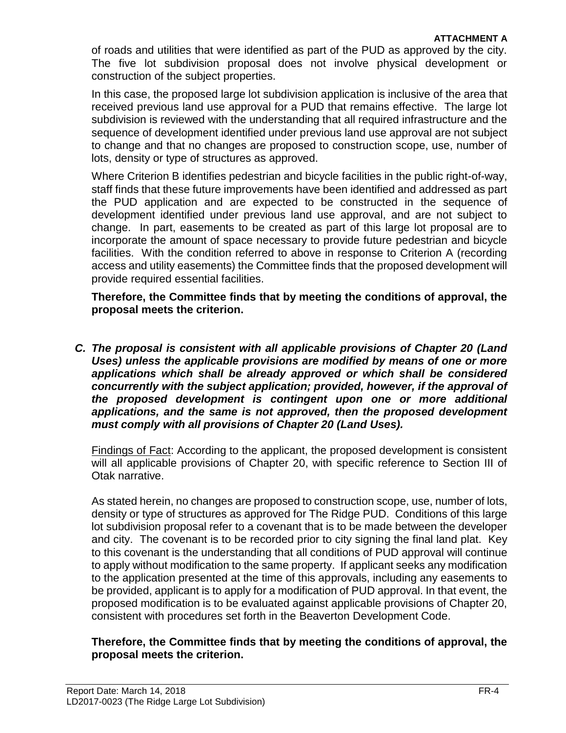of roads and utilities that were identified as part of the PUD as approved by the city. The five lot subdivision proposal does not involve physical development or construction of the subject properties.

In this case, the proposed large lot subdivision application is inclusive of the area that received previous land use approval for a PUD that remains effective. The large lot subdivision is reviewed with the understanding that all required infrastructure and the sequence of development identified under previous land use approval are not subject to change and that no changes are proposed to construction scope, use, number of lots, density or type of structures as approved.

Where Criterion B identifies pedestrian and bicycle facilities in the public right-of-way, staff finds that these future improvements have been identified and addressed as part the PUD application and are expected to be constructed in the sequence of development identified under previous land use approval, and are not subject to change. In part, easements to be created as part of this large lot proposal are to incorporate the amount of space necessary to provide future pedestrian and bicycle facilities. With the condition referred to above in response to Criterion A (recording access and utility easements) the Committee finds that the proposed development will provide required essential facilities.

**Therefore, the Committee finds that by meeting the conditions of approval, the proposal meets the criterion.**

***C. The proposal is consistent with all applicable provisions of Chapter 20 (Land Uses) unless the applicable provisions are modified by means of one or more applications which shall be already approved or which shall be considered concurrently with the subject application; provided, however, if the approval of the proposed development is contingent upon one or more additional applications, and the same is not approved, then the proposed development must comply with all provisions of Chapter 20 (Land Uses).***

Findings of Fact: According to the applicant, the proposed development is consistent will all applicable provisions of Chapter 20, with specific reference to Section III of Otak narrative.

As stated herein, no changes are proposed to construction scope, use, number of lots, density or type of structures as approved for The Ridge PUD. Conditions of this large lot subdivision proposal refer to a covenant that is to be made between the developer and city. The covenant is to be recorded prior to city signing the final land plat. Key to this covenant is the understanding that all conditions of PUD approval will continue to apply without modification to the same property. If applicant seeks any modification to the application presented at the time of this approvals, including any easements to be provided, applicant is to apply for a modification of PUD approval. In that event, the proposed modification is to be evaluated against applicable provisions of Chapter 20, consistent with procedures set forth in the Beaverton Development Code.

**Therefore, the Committee finds that by meeting the conditions of approval, the proposal meets the criterion.**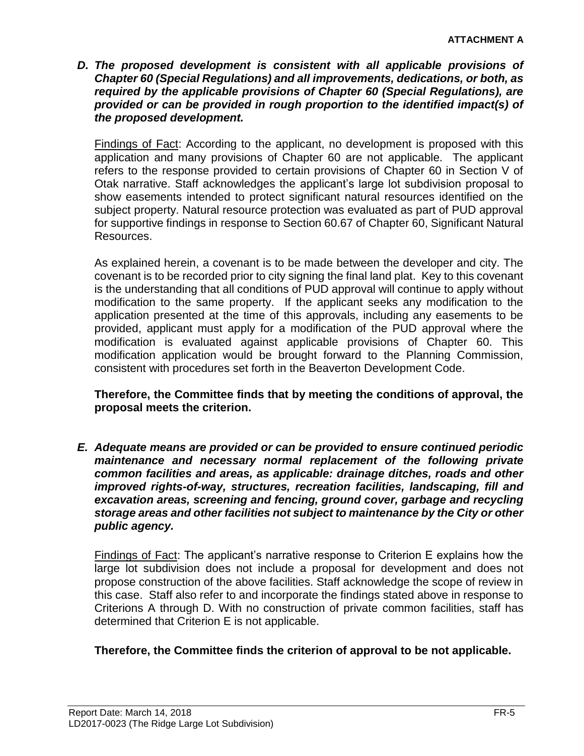***D. The proposed development is consistent with all applicable provisions of Chapter 60 (Special Regulations) and all improvements, dedications, or both, as required by the applicable provisions of Chapter 60 (Special Regulations), are provided or can be provided in rough proportion to the identified impact(s) of the proposed development.***

Findings of Fact: According to the applicant, no development is proposed with this application and many provisions of Chapter 60 are not applicable. The applicant refers to the response provided to certain provisions of Chapter 60 in Section V of Otak narrative. Staff acknowledges the applicant's large lot subdivision proposal to show easements intended to protect significant natural resources identified on the subject property. Natural resource protection was evaluated as part of PUD approval for supportive findings in response to Section 60.67 of Chapter 60, Significant Natural Resources.

As explained herein, a covenant is to be made between the developer and city. The covenant is to be recorded prior to city signing the final land plat. Key to this covenant is the understanding that all conditions of PUD approval will continue to apply without modification to the same property. If the applicant seeks any modification to the application presented at the time of this approvals, including any easements to be provided, applicant must apply for a modification of the PUD approval where the modification is evaluated against applicable provisions of Chapter 60. This modification application would be brought forward to the Planning Commission, consistent with procedures set forth in the Beaverton Development Code.

**Therefore, the Committee finds that by meeting the conditions of approval, the proposal meets the criterion.**

***E. Adequate means are provided or can be provided to ensure continued periodic maintenance and necessary normal replacement of the following private common facilities and areas, as applicable: drainage ditches, roads and other improved rights-of-way, structures, recreation facilities, landscaping, fill and excavation areas, screening and fencing, ground cover, garbage and recycling storage areas and other facilities not subject to maintenance by the City or other public agency.***

Findings of Fact: The applicant's narrative response to Criterion E explains how the large lot subdivision does not include a proposal for development and does not propose construction of the above facilities. Staff acknowledge the scope of review in this case. Staff also refer to and incorporate the findings stated above in response to Criterions A through D. With no construction of private common facilities, staff has determined that Criterion E is not applicable.

**Therefore, the Committee finds the criterion of approval to be not applicable.**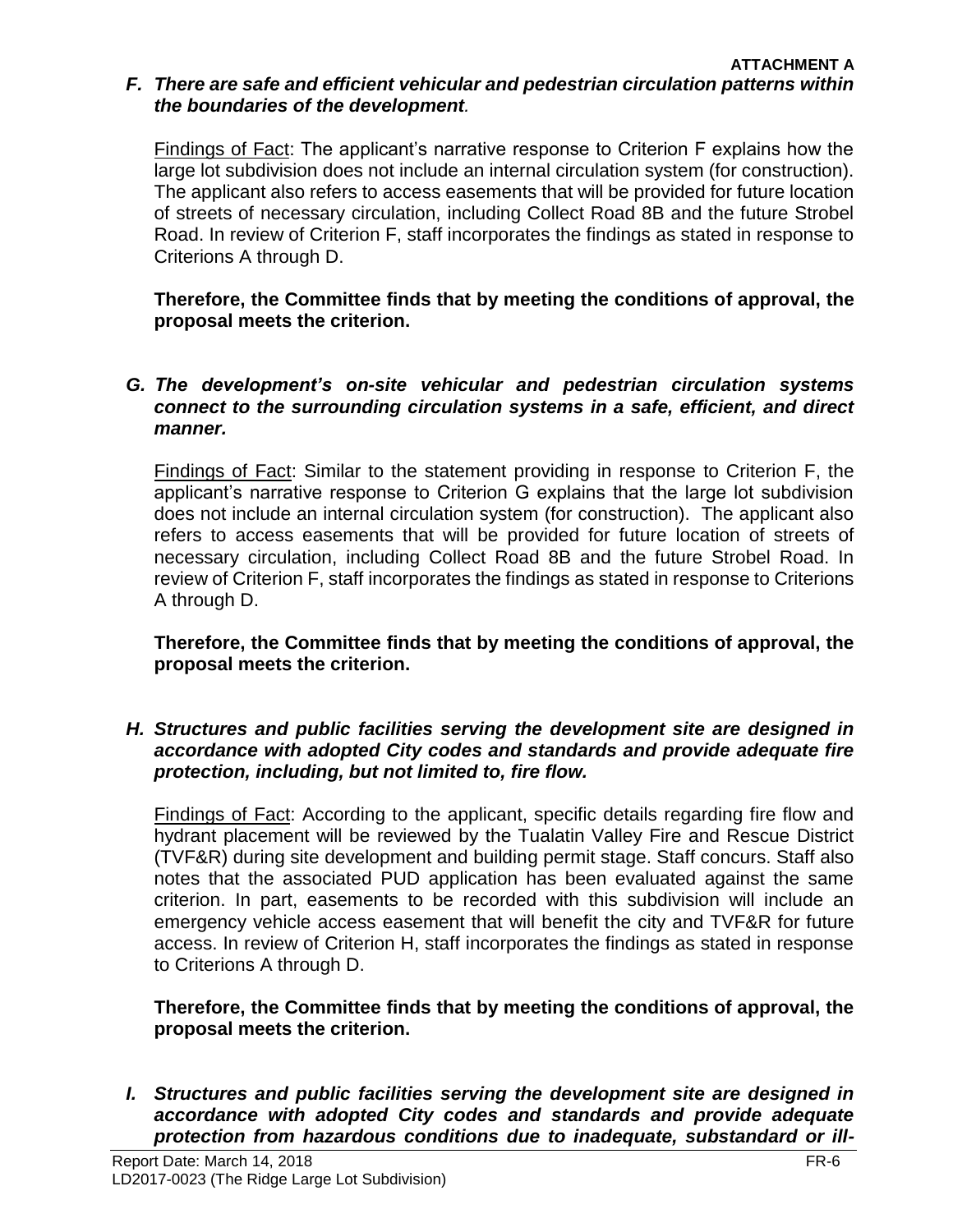***F. There are safe and efficient vehicular and pedestrian circulation patterns within the boundaries of the development.***

Findings of Fact: The applicant's narrative response to Criterion F explains how the large lot subdivision does not include an internal circulation system (for construction). The applicant also refers to access easements that will be provided for future location of streets of necessary circulation, including Collect Road 8B and the future Strobel Road. In review of Criterion F, staff incorporates the findings as stated in response to Criterions A through D.

**Therefore, the Committee finds that by meeting the conditions of approval, the proposal meets the criterion.**

***G. The development's on-site vehicular and pedestrian circulation systems connect to the surrounding circulation systems in a safe, efficient, and direct manner.***

Findings of Fact: Similar to the statement providing in response to Criterion F, the applicant's narrative response to Criterion G explains that the large lot subdivision does not include an internal circulation system (for construction). The applicant also refers to access easements that will be provided for future location of streets of necessary circulation, including Collect Road 8B and the future Strobel Road. In review of Criterion F, staff incorporates the findings as stated in response to Criterions A through D.

**Therefore, the Committee finds that by meeting the conditions of approval, the proposal meets the criterion.**

***H. Structures and public facilities serving the development site are designed in accordance with adopted City codes and standards and provide adequate fire protection, including, but not limited to, fire flow.***

Findings of Fact: According to the applicant, specific details regarding fire flow and hydrant placement will be reviewed by the Tualatin Valley Fire and Rescue District (TVF&R) during site development and building permit stage. Staff concurs. Staff also notes that the associated PUD application has been evaluated against the same criterion. In part, easements to be recorded with this subdivision will include an emergency vehicle access easement that will benefit the city and TVF&R for future access. In review of Criterion H, staff incorporates the findings as stated in response to Criterions A through D.

**Therefore, the Committee finds that by meeting the conditions of approval, the proposal meets the criterion.**

***I. Structures and public facilities serving the development site are designed in accordance with adopted City codes and standards and provide adequate protection from hazardous conditions due to inadequate, substandard or ill-***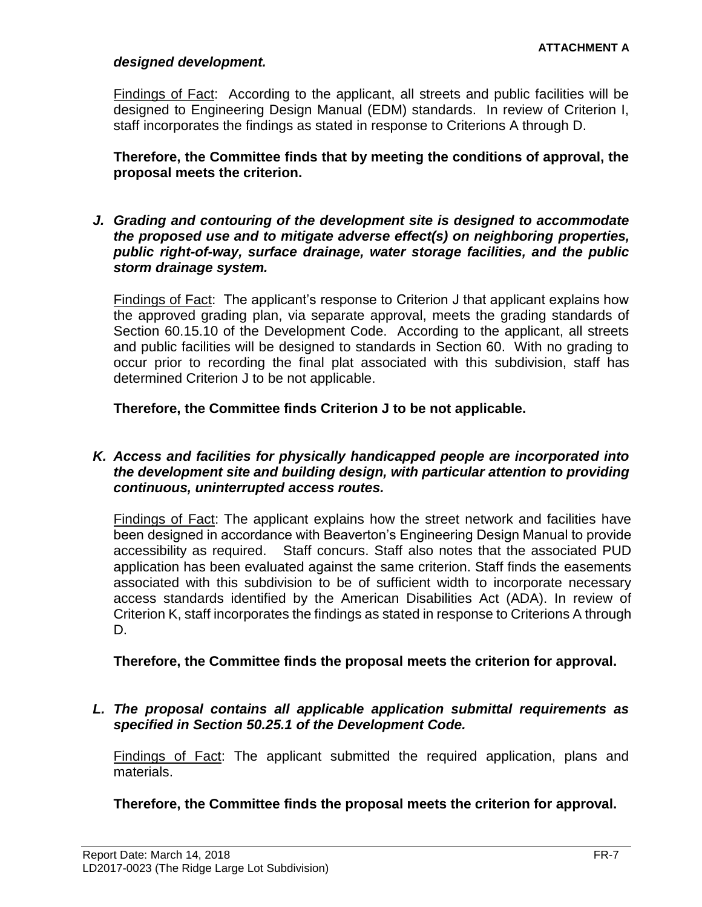***designed development.***

Findings of Fact: According to the applicant, all streets and public facilities will be designed to Engineering Design Manual (EDM) standards. In review of Criterion I, staff incorporates the findings as stated in response to Criterions A through D.

**Therefore, the Committee finds that by meeting the conditions of approval, the proposal meets the criterion.**

***J. Grading and contouring of the development site is designed to accommodate the proposed use and to mitigate adverse effect(s) on neighboring properties, public right-of-way, surface drainage, water storage facilities, and the public storm drainage system.***

Findings of Fact: The applicant's response to Criterion J that applicant explains how the approved grading plan, via separate approval, meets the grading standards of Section 60.15.10 of the Development Code. According to the applicant, all streets and public facilities will be designed to standards in Section 60. With no grading to occur prior to recording the final plat associated with this subdivision, staff has determined Criterion J to be not applicable.

**Therefore, the Committee finds Criterion J to be not applicable.**

***K. Access and facilities for physically handicapped people are incorporated into the development site and building design, with particular attention to providing continuous, uninterrupted access routes.***

Findings of Fact: The applicant explains how the street network and facilities have been designed in accordance with Beaverton's Engineering Design Manual to provide accessibility as required. Staff concurs. Staff also notes that the associated PUD application has been evaluated against the same criterion. Staff finds the easements associated with this subdivision to be of sufficient width to incorporate necessary access standards identified by the American Disabilities Act (ADA). In review of Criterion K, staff incorporates the findings as stated in response to Criterions A through D.

**Therefore, the Committee finds the proposal meets the criterion for approval.**

***L. The proposal contains all applicable application submittal requirements as specified in Section 50.25.1 of the Development Code.***

Findings of Fact: The applicant submitted the required application, plans and materials.

**Therefore, the Committee finds the proposal meets the criterion for approval.**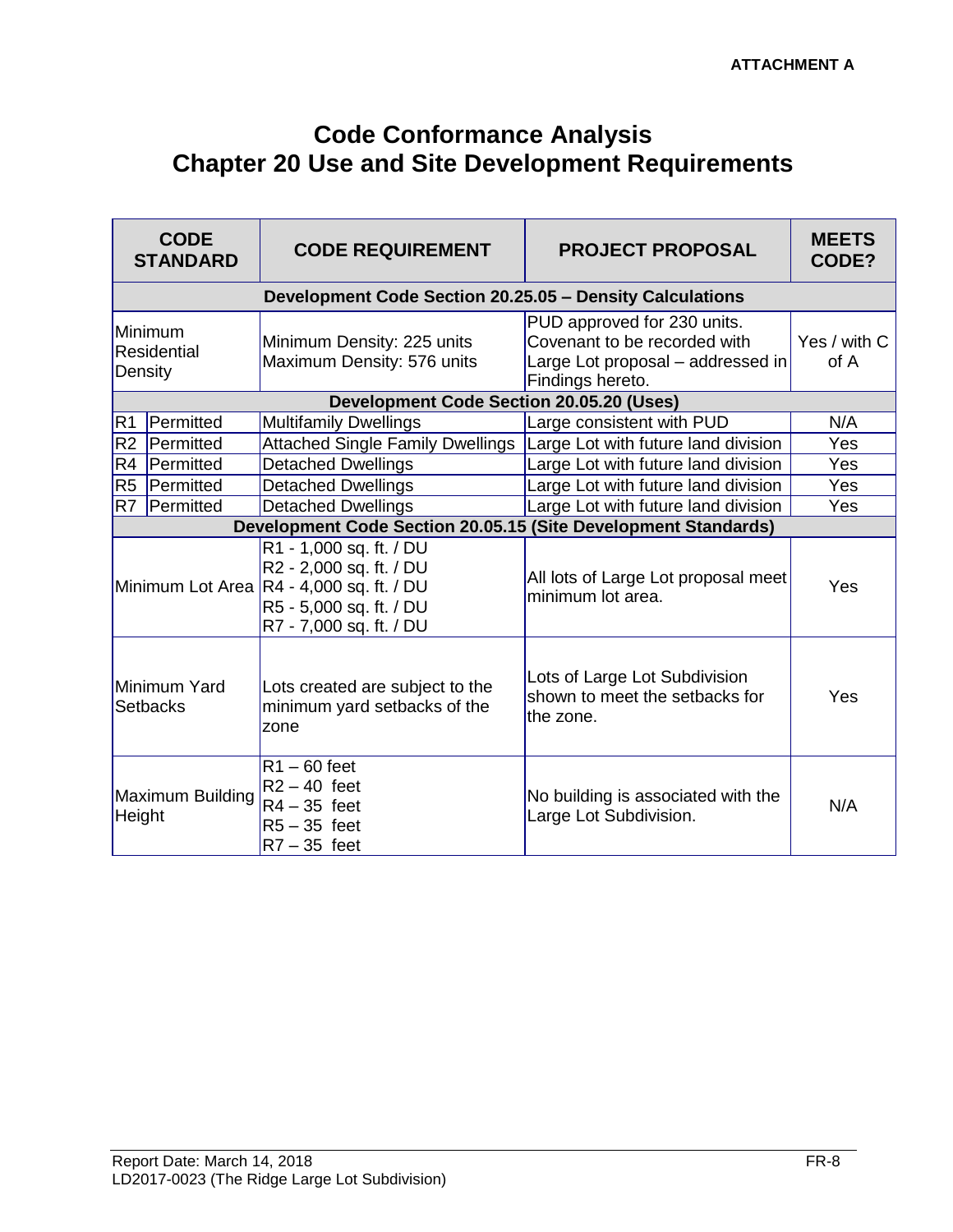**ATTACHMENT A**

# Code Conformance Analysis
# Chapter 20 Use and Site Development Requirements

| CODE STANDARD | | CODE REQUIREMENT | PROJECT PROPOSAL | MEETS CODE? |
|---|---|---|---|---|
| **Development Code Section 20.25.05 – Density Calculations** | | | | |
| Minimum Residential Density | | Minimum Density: 225 units<br>Maximum Density: 576 units | PUD approved for 230 units. Covenant to be recorded with Large Lot proposal – addressed in Findings hereto. | Yes / with C of A |
| **Development Code Section 20.05.20 (Uses)** | | | | |
| R1 | Permitted | Multifamily Dwellings | Large consistent with PUD | N/A |
| R2 | Permitted | Attached Single Family Dwellings | Large Lot with future land division | Yes |
| R4 | Permitted | Detached Dwellings | Large Lot with future land division | Yes |
| R5 | Permitted | Detached Dwellings | Large Lot with future land division | Yes |
| R7 | Permitted | Detached Dwellings | Large Lot with future land division | Yes |
| **Development Code Section 20.05.15 (Site Development Standards)** | | | | |
| Minimum Lot Area | | R1 - 1,000 sq. ft. / DU<br>R2 - 2,000 sq. ft. / DU<br>R4 - 4,000 sq. ft. / DU<br>R5 - 5,000 sq. ft. / DU<br>R7 - 7,000 sq. ft. / DU | All lots of Large Lot proposal meet minimum lot area. | Yes |
| Minimum Yard Setbacks | | Lots created are subject to the minimum yard setbacks of the zone | Lots of Large Lot Subdivision shown to meet the setbacks for the zone. | Yes |
| Maximum Building Height | | R1 – 60 feet<br>R2 – 40 feet<br>R4 – 35 feet<br>R5 – 35 feet<br>R7 – 35 feet | No building is associated with the Large Lot Subdivision. | N/A |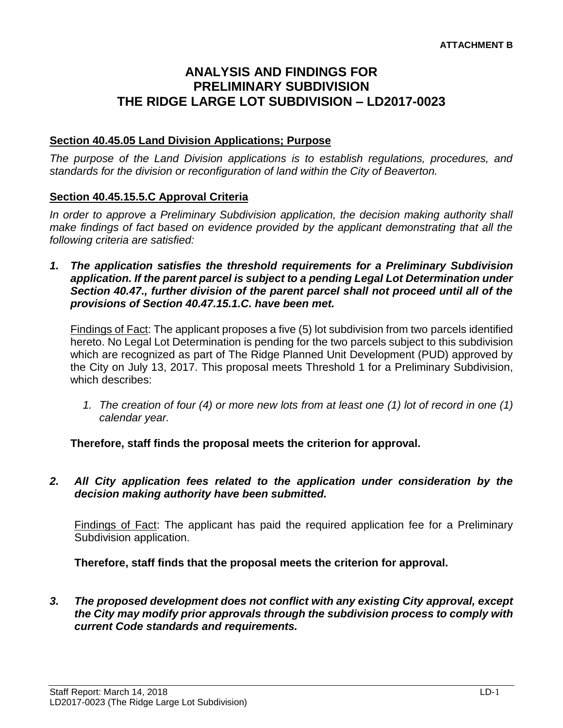**ATTACHMENT B**

# ANALYSIS AND FINDINGS FOR PRELIMINARY SUBDIVISION THE RIDGE LARGE LOT SUBDIVISION – LD2017-0023

## Section 40.45.05 Land Division Applications; Purpose

*The purpose of the Land Division applications is to establish regulations, procedures, and standards for the division or reconfiguration of land within the City of Beaverton.*

## Section 40.45.15.5.C Approval Criteria

*In order to approve a Preliminary Subdivision application, the decision making authority shall make findings of fact based on evidence provided by the applicant demonstrating that all the following criteria are satisfied:*

***1. The application satisfies the threshold requirements for a Preliminary Subdivision application. If the parent parcel is subject to a pending Legal Lot Determination under Section 40.47., further division of the parent parcel shall not proceed until all of the provisions of Section 40.47.15.1.C. have been met.***

Findings of Fact: The applicant proposes a five (5) lot subdivision from two parcels identified hereto. No Legal Lot Determination is pending for the two parcels subject to this subdivision which are recognized as part of The Ridge Planned Unit Development (PUD) approved by the City on July 13, 2017. This proposal meets Threshold 1 for a Preliminary Subdivision, which describes:

*1. The creation of four (4) or more new lots from at least one (1) lot of record in one (1) calendar year.*

**Therefore, staff finds the proposal meets the criterion for approval.**

***2. All City application fees related to the application under consideration by the decision making authority have been submitted.***

Findings of Fact: The applicant has paid the required application fee for a Preliminary Subdivision application.

**Therefore, staff finds that the proposal meets the criterion for approval.**

***3. The proposed development does not conflict with any existing City approval, except the City may modify prior approvals through the subdivision process to comply with current Code standards and requirements.***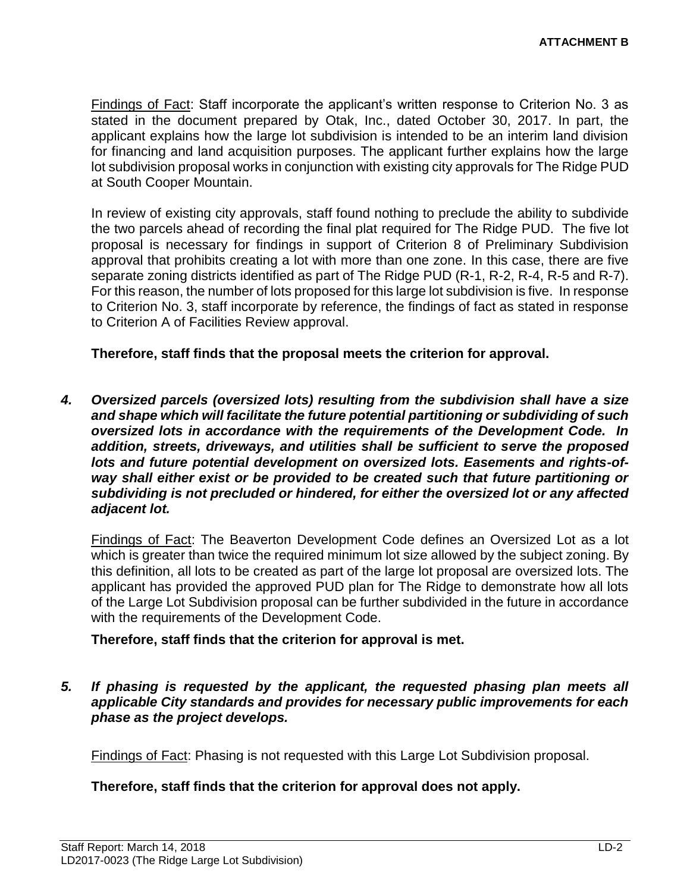Findings of Fact: Staff incorporate the applicant's written response to Criterion No. 3 as stated in the document prepared by Otak, Inc., dated October 30, 2017. In part, the applicant explains how the large lot subdivision is intended to be an interim land division for financing and land acquisition purposes. The applicant further explains how the large lot subdivision proposal works in conjunction with existing city approvals for The Ridge PUD at South Cooper Mountain.

In review of existing city approvals, staff found nothing to preclude the ability to subdivide the two parcels ahead of recording the final plat required for The Ridge PUD. The five lot proposal is necessary for findings in support of Criterion 8 of Preliminary Subdivision approval that prohibits creating a lot with more than one zone. In this case, there are five separate zoning districts identified as part of The Ridge PUD (R-1, R-2, R-4, R-5 and R-7). For this reason, the number of lots proposed for this large lot subdivision is five. In response to Criterion No. 3, staff incorporate by reference, the findings of fact as stated in response to Criterion A of Facilities Review approval.

**Therefore, staff finds that the proposal meets the criterion for approval.**

***4. Oversized parcels (oversized lots) resulting from the subdivision shall have a size and shape which will facilitate the future potential partitioning or subdividing of such oversized lots in accordance with the requirements of the Development Code. In addition, streets, driveways, and utilities shall be sufficient to serve the proposed lots and future potential development on oversized lots. Easements and rights-of-way shall either exist or be provided to be created such that future partitioning or subdividing is not precluded or hindered, for either the oversized lot or any affected adjacent lot.***

Findings of Fact: The Beaverton Development Code defines an Oversized Lot as a lot which is greater than twice the required minimum lot size allowed by the subject zoning. By this definition, all lots to be created as part of the large lot proposal are oversized lots. The applicant has provided the approved PUD plan for The Ridge to demonstrate how all lots of the Large Lot Subdivision proposal can be further subdivided in the future in accordance with the requirements of the Development Code.

**Therefore, staff finds that the criterion for approval is met.**

***5. If phasing is requested by the applicant, the requested phasing plan meets all applicable City standards and provides for necessary public improvements for each phase as the project develops.***

Findings of Fact: Phasing is not requested with this Large Lot Subdivision proposal.

**Therefore, staff finds that the criterion for approval does not apply.**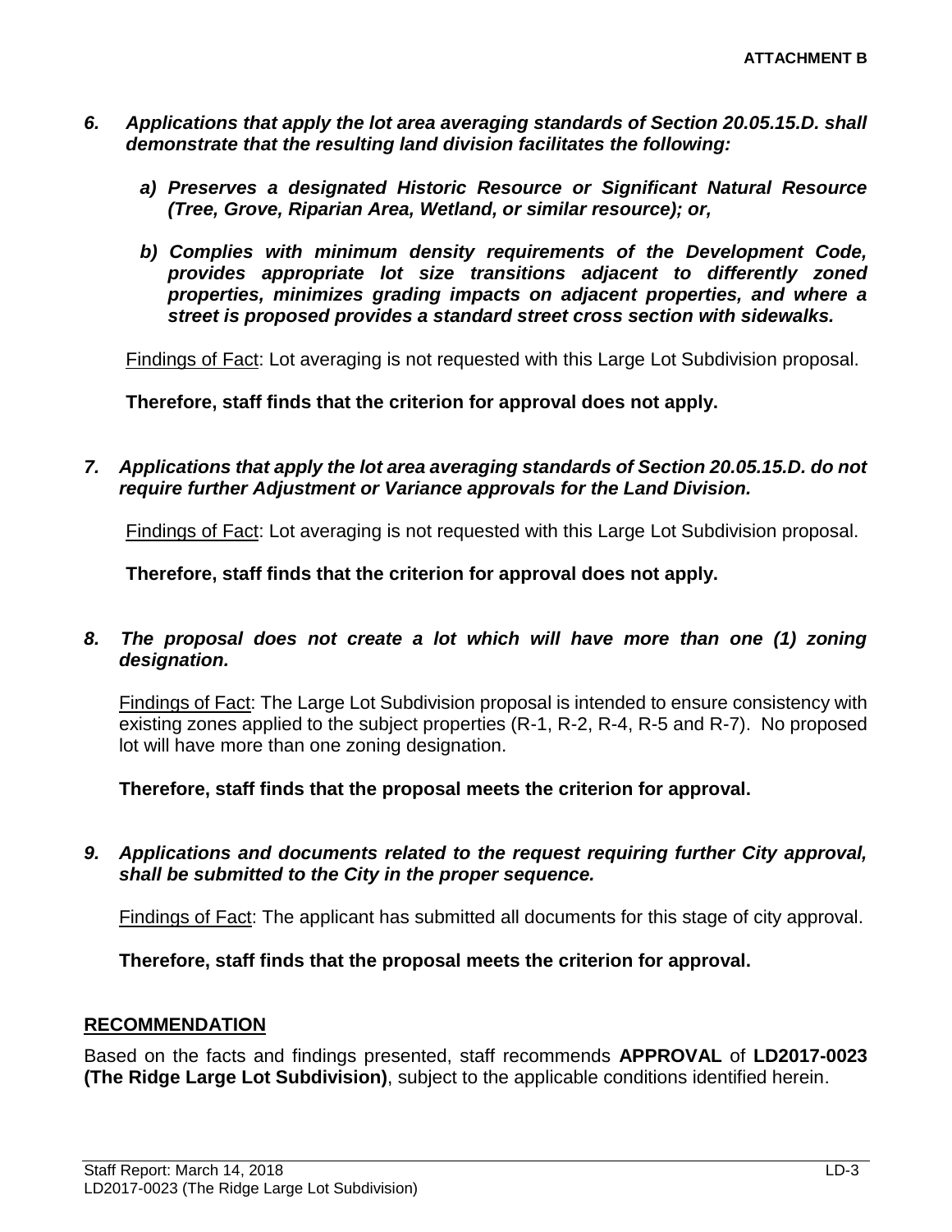***6. Applications that apply the lot area averaging standards of Section 20.05.15.D. shall demonstrate that the resulting land division facilitates the following:***

***a) Preserves a designated Historic Resource or Significant Natural Resource (Tree, Grove, Riparian Area, Wetland, or similar resource); or,***

***b) Complies with minimum density requirements of the Development Code, provides appropriate lot size transitions adjacent to differently zoned properties, minimizes grading impacts on adjacent properties, and where a street is proposed provides a standard street cross section with sidewalks.***

Findings of Fact: Lot averaging is not requested with this Large Lot Subdivision proposal.

**Therefore, staff finds that the criterion for approval does not apply.**

***7. Applications that apply the lot area averaging standards of Section 20.05.15.D. do not require further Adjustment or Variance approvals for the Land Division.***

Findings of Fact: Lot averaging is not requested with this Large Lot Subdivision proposal.

**Therefore, staff finds that the criterion for approval does not apply.**

***8. The proposal does not create a lot which will have more than one (1) zoning designation.***

Findings of Fact: The Large Lot Subdivision proposal is intended to ensure consistency with existing zones applied to the subject properties (R-1, R-2, R-4, R-5 and R-7). No proposed lot will have more than one zoning designation.

**Therefore, staff finds that the proposal meets the criterion for approval.**

***9. Applications and documents related to the request requiring further City approval, shall be submitted to the City in the proper sequence.***

Findings of Fact: The applicant has submitted all documents for this stage of city approval.

**Therefore, staff finds that the proposal meets the criterion for approval.**

## RECOMMENDATION

Based on the facts and findings presented, staff recommends **APPROVAL** of **LD2017-0023 (The Ridge Large Lot Subdivision)**, subject to the applicable conditions identified herein.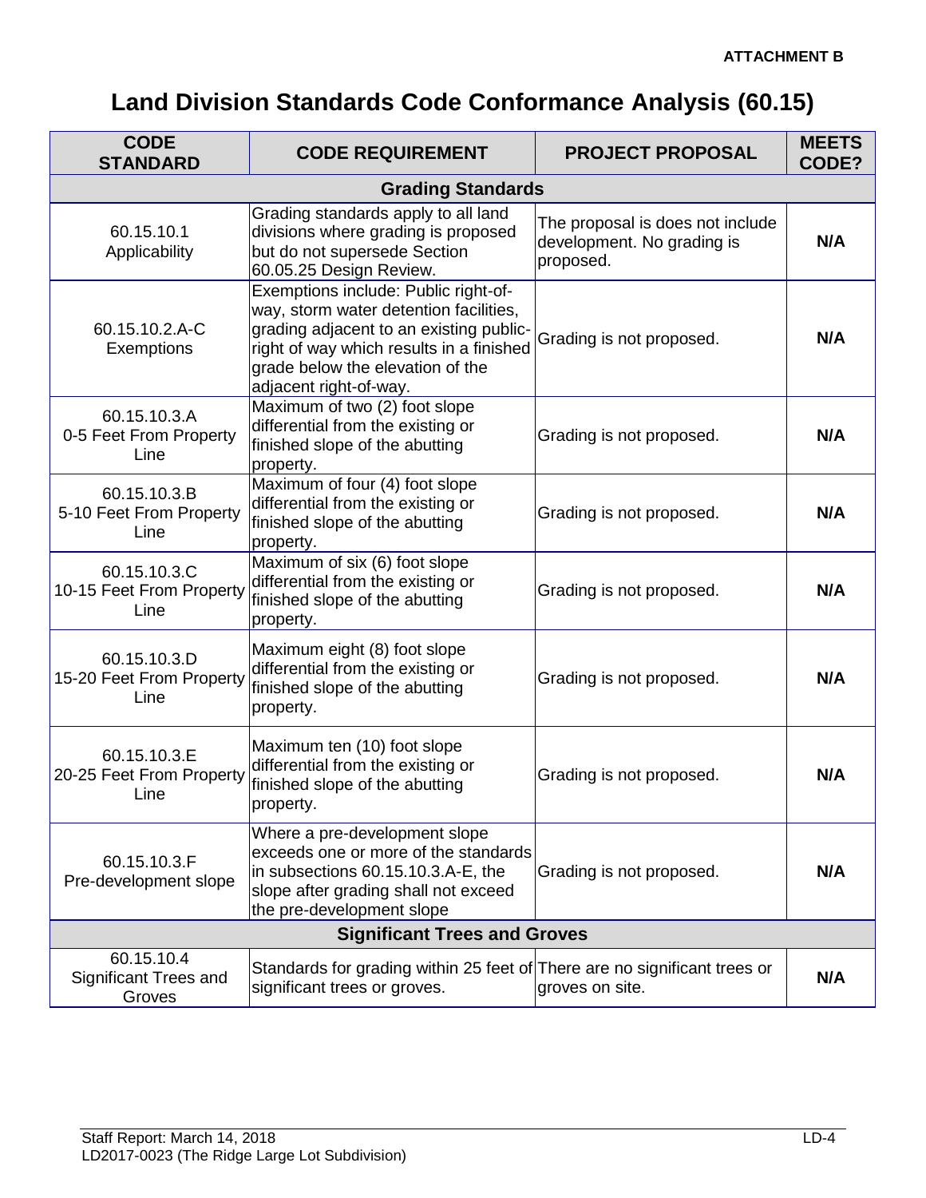**ATTACHMENT B**

# Land Division Standards Code Conformance Analysis (60.15)

| CODE STANDARD | CODE REQUIREMENT | PROJECT PROPOSAL | MEETS CODE? |
|---|---|---|---|
| **Grading Standards** | | | |
| 60.15.10.1 Applicability | Grading standards apply to all land divisions where grading is proposed but do not supersede Section 60.05.25 Design Review. | The proposal is does not include development. No grading is proposed. | **N/A** |
| 60.15.10.2.A-C Exemptions | Exemptions include: Public right-of-way, storm water detention facilities, grading adjacent to an existing public-right of way which results in a finished grade below the elevation of the adjacent right-of-way. | Grading is not proposed. | **N/A** |
| 60.15.10.3.A 0-5 Feet From Property Line | Maximum of two (2) foot slope differential from the existing or finished slope of the abutting property. | Grading is not proposed. | **N/A** |
| 60.15.10.3.B 5-10 Feet From Property Line | Maximum of four (4) foot slope differential from the existing or finished slope of the abutting property. | Grading is not proposed. | **N/A** |
| 60.15.10.3.C 10-15 Feet From Property Line | Maximum of six (6) foot slope differential from the existing or finished slope of the abutting property. | Grading is not proposed. | **N/A** |
| 60.15.10.3.D 15-20 Feet From Property Line | Maximum eight (8) foot slope differential from the existing or finished slope of the abutting property. | Grading is not proposed. | **N/A** |
| 60.15.10.3.E 20-25 Feet From Property Line | Maximum ten (10) foot slope differential from the existing or finished slope of the abutting property. | Grading is not proposed. | **N/A** |
| 60.15.10.3.F Pre-development slope | Where a pre-development slope exceeds one or more of the standards in subsections 60.15.10.3.A-E, the slope after grading shall not exceed the pre-development slope | Grading is not proposed. | **N/A** |
| **Significant Trees and Groves** | | | |
| 60.15.10.4 Significant Trees and Groves | Standards for grading within 25 feet of significant trees or groves. | There are no significant trees or groves on site. | **N/A** |

Staff Report: March 14, 2018
LD2017-0023 (The Ridge Large Lot Subdivision)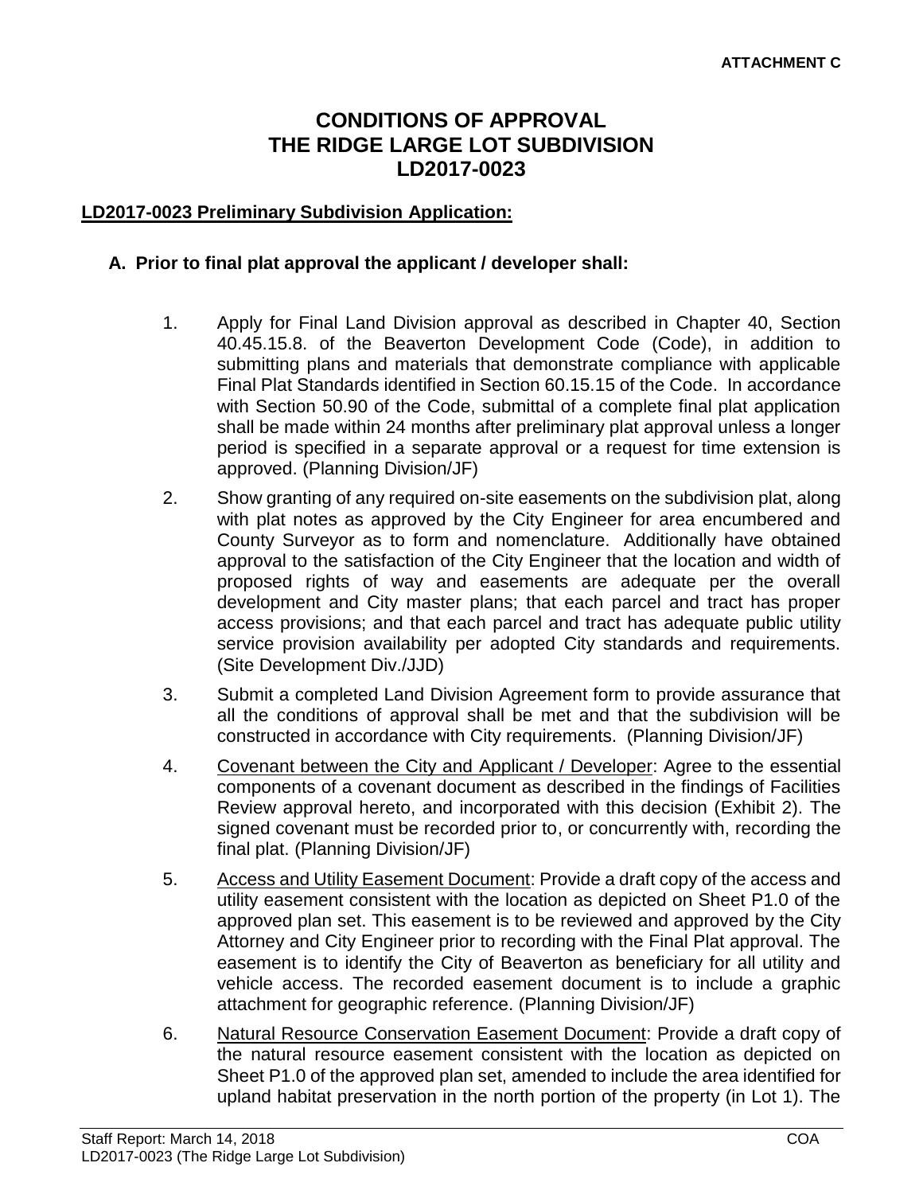**ATTACHMENT C**

# CONDITIONS OF APPROVAL
# THE RIDGE LARGE LOT SUBDIVISION
# LD2017-0023

## LD2017-0023 Preliminary Subdivision Application:

### A. Prior to final plat approval the applicant / developer shall:

1. Apply for Final Land Division approval as described in Chapter 40, Section 40.45.15.8. of the Beaverton Development Code (Code), in addition to submitting plans and materials that demonstrate compliance with applicable Final Plat Standards identified in Section 60.15.15 of the Code. In accordance with Section 50.90 of the Code, submittal of a complete final plat application shall be made within 24 months after preliminary plat approval unless a longer period is specified in a separate approval or a request for time extension is approved. (Planning Division/JF)

2. Show granting of any required on-site easements on the subdivision plat, along with plat notes as approved by the City Engineer for area encumbered and County Surveyor as to form and nomenclature. Additionally have obtained approval to the satisfaction of the City Engineer that the location and width of proposed rights of way and easements are adequate per the overall development and City master plans; that each parcel and tract has proper access provisions; and that each parcel and tract has adequate public utility service provision availability per adopted City standards and requirements. (Site Development Div./JJD)

3. Submit a completed Land Division Agreement form to provide assurance that all the conditions of approval shall be met and that the subdivision will be constructed in accordance with City requirements. (Planning Division/JF)

4. Covenant between the City and Applicant / Developer: Agree to the essential components of a covenant document as described in the findings of Facilities Review approval hereto, and incorporated with this decision (Exhibit 2). The signed covenant must be recorded prior to, or concurrently with, recording the final plat. (Planning Division/JF)

5. Access and Utility Easement Document: Provide a draft copy of the access and utility easement consistent with the location as depicted on Sheet P1.0 of the approved plan set. This easement is to be reviewed and approved by the City Attorney and City Engineer prior to recording with the Final Plat approval. The easement is to identify the City of Beaverton as beneficiary for all utility and vehicle access. The recorded easement document is to include a graphic attachment for geographic reference. (Planning Division/JF)

6. Natural Resource Conservation Easement Document: Provide a draft copy of the natural resource easement consistent with the location as depicted on Sheet P1.0 of the approved plan set, amended to include the area identified for upland habitat preservation in the north portion of the property (in Lot 1). The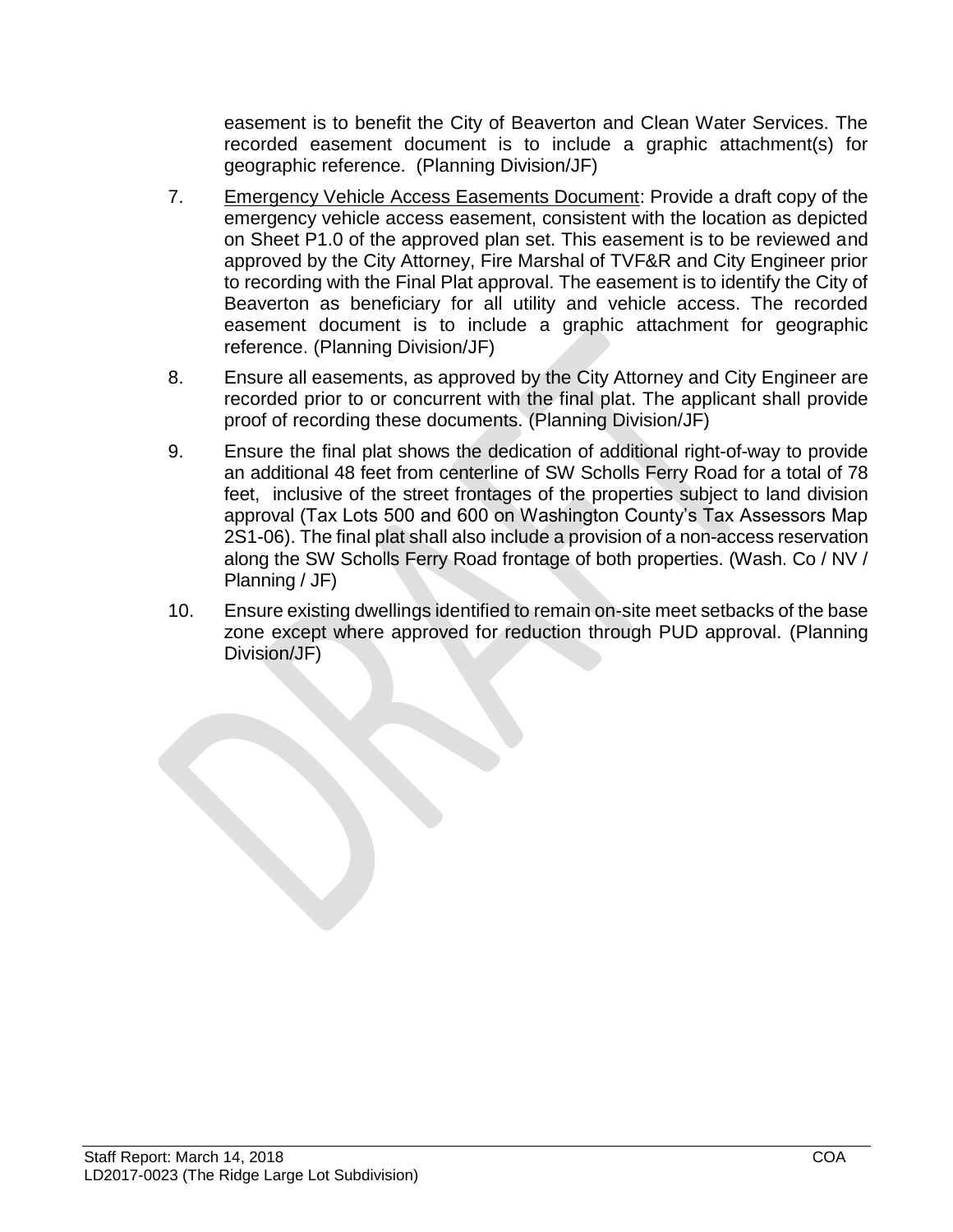easement is to benefit the City of Beaverton and Clean Water Services. The recorded easement document is to include a graphic attachment(s) for geographic reference. (Planning Division/JF)

7. Emergency Vehicle Access Easements Document: Provide a draft copy of the emergency vehicle access easement, consistent with the location as depicted on Sheet P1.0 of the approved plan set. This easement is to be reviewed and approved by the City Attorney, Fire Marshal of TVF&R and City Engineer prior to recording with the Final Plat approval. The easement is to identify the City of Beaverton as beneficiary for all utility and vehicle access. The recorded easement document is to include a graphic attachment for geographic reference. (Planning Division/JF)

8. Ensure all easements, as approved by the City Attorney and City Engineer are recorded prior to or concurrent with the final plat. The applicant shall provide proof of recording these documents. (Planning Division/JF)

9. Ensure the final plat shows the dedication of additional right-of-way to provide an additional 48 feet from centerline of SW Scholls Ferry Road for a total of 78 feet, inclusive of the street frontages of the properties subject to land division approval (Tax Lots 500 and 600 on Washington County's Tax Assessors Map 2S1-06). The final plat shall also include a provision of a non-access reservation along the SW Scholls Ferry Road frontage of both properties. (Wash. Co / NV / Planning / JF)

10. Ensure existing dwellings identified to remain on-site meet setbacks of the base zone except where approved for reduction through PUD approval. (Planning Division/JF)